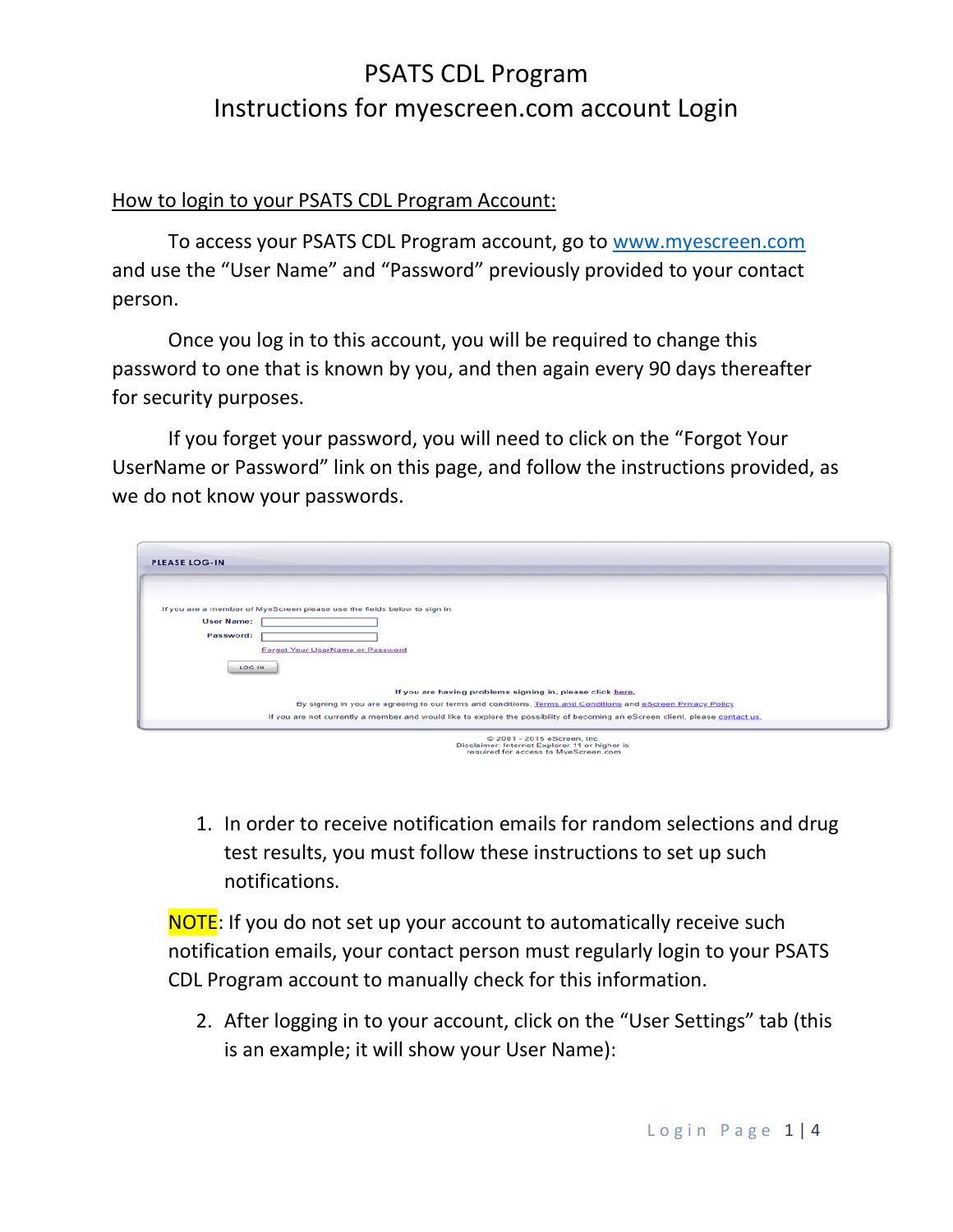# PSATS CDL Program
## Instructions for myescreen.com account Login

### How to login to your PSATS CDL Program Account:

To access your PSATS CDL Program account, go to www.myescreen.com and use the "User Name" and "Password" previously provided to your contact person.

Once you log in to this account, you will be required to change this password to one that is known by you, and then again every 90 days thereafter for security purposes.

If you forget your password, you will need to click on the "Forgot Your UserName or Password" link on this page, and follow the instructions provided, as we do not know your passwords.

1. In order to receive notification emails for random selections and drug test results, you must follow these instructions to set up such notifications.

**NOTE**: If you do not set up your account to automatically receive such notification emails, your contact person must regularly login to your PSATS CDL Program account to manually check for this information.

2. After logging in to your account, click on the "User Settings" tab (this is an example; it will show your User Name):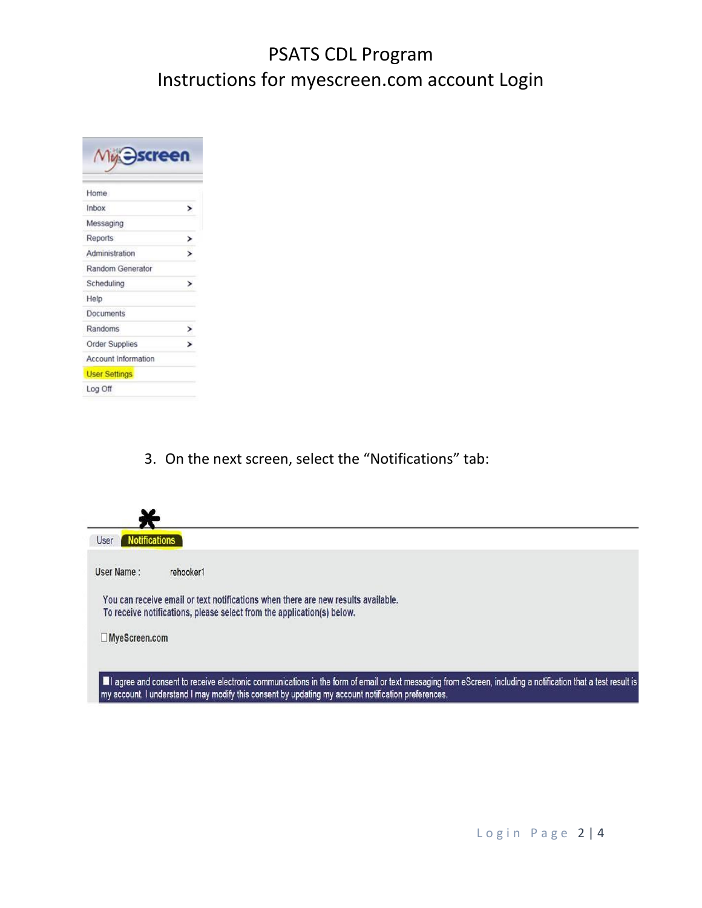PSATS CDL Program
Instructions for myescreen.com account Login

MyeScreen

Home
Inbox
Messaging
Reports
Administration
Random Generator
Scheduling
Help
Documents
Randoms
Order Supplies
Account Information
User Settings
Log Off

3. On the next screen, select the "Notifications" tab:

User | Notifications

User Name : rehooker1

You can receive email or text notifications when there are new results available.
To receive notifications, please select from the application(s) below.

☐ MyeScreen.com

☐ I agree and consent to receive electronic communications in the form of email or text messaging from eScreen, including a notification that a test result is my account. I understand I may modify this consent by updating my account notification preferences.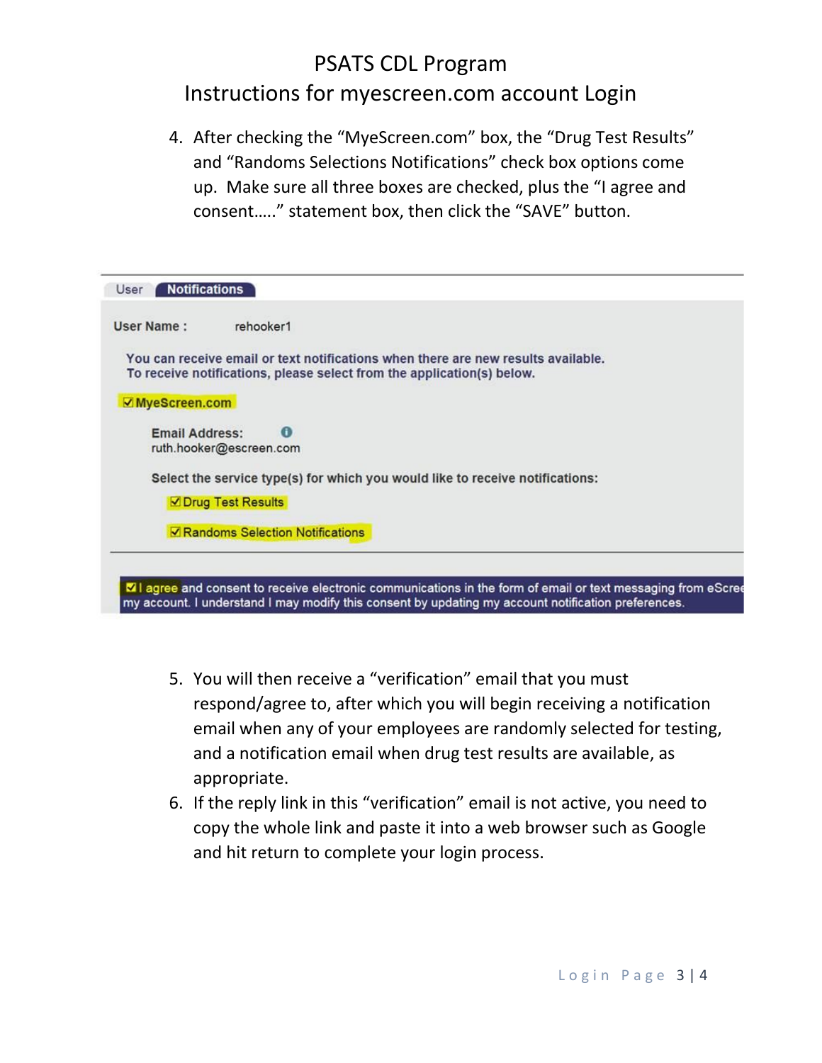# PSATS CDL Program

## Instructions for myescreen.com account Login

4. After checking the "MyeScreen.com" box, the "Drug Test Results" and "Randoms Selections Notifications" check box options come up. Make sure all three boxes are checked, plus the "I agree and consent….." statement box, then click the "SAVE" button.

User | Notifications

User Name : rehooker1

You can receive email or text notifications when there are new results available.
To receive notifications, please select from the application(s) below.

☑ MyeScreen.com

Email Address:
ruth.hooker@escreen.com

Select the service type(s) for which you would like to receive notifications:

☑ Drug Test Results

☑ Randoms Selection Notifications

☑ I agree and consent to receive electronic communications in the form of email or text messaging from eScree
my account. I understand I may modify this consent by updating my account notification preferences.

5. You will then receive a "verification" email that you must respond/agree to, after which you will begin receiving a notification email when any of your employees are randomly selected for testing, and a notification email when drug test results are available, as appropriate.
6. If the reply link in this "verification" email is not active, you need to copy the whole link and paste it into a web browser such as Google and hit return to complete your login process.